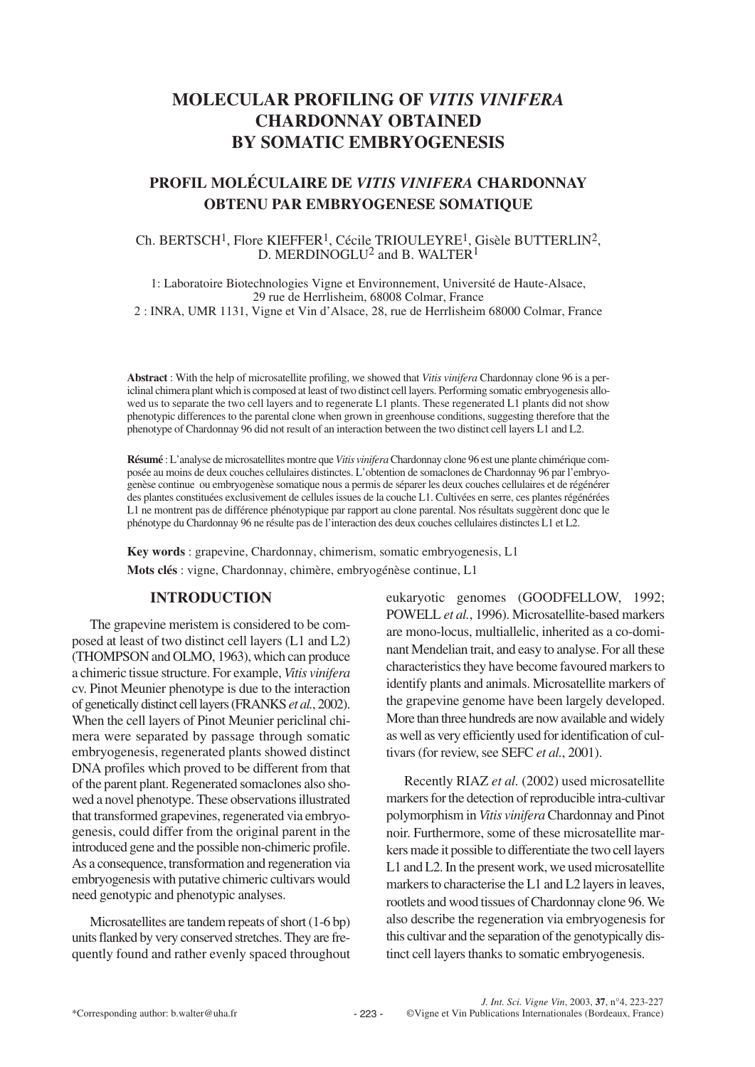# MOLECULAR PROFILING OF *VITIS VINIFERA* CHARDONNAY OBTAINED BY SOMATIC EMBRYOGENESIS

## PROFIL MOLÉCULAIRE DE *VITIS VINIFERA* CHARDONNAY OBTENU PAR EMBRYOGENESE SOMATIQUE

Ch. BERTSCH[1], Flore KIEFFER[1], Cécile TRIOULEYRE[1], Gisèle BUTTERLIN[2], D. MERDINOGLU[2] and B. WALTER[1]

1: Laboratoire Biotechnologies Vigne et Environnement, Université de Haute-Alsace, 29 rue de Herrlisheim, 68008 Colmar, France
2 : INRA, UMR 1131, Vigne et Vin d'Alsace, 28, rue de Herrlisheim 68000 Colmar, France

**Abstract** : With the help of microsatellite profiling, we showed that *Vitis vinifera* Chardonnay clone 96 is a periclinal chimera plant which is composed at least of two distinct cell layers. Performing somatic embryogenesis allowed us to separate the two cell layers and to regenerate L1 plants. These regenerated L1 plants did not show phenotypic differences to the parental clone when grown in greenhouse conditions, suggesting therefore that the phenotype of Chardonnay 96 did not result of an interaction between the two distinct cell layers L1 and L2.

**Résumé** : L'analyse de microsatellites montre que *Vitis vinifera* Chardonnay clone 96 est une plante chimérique composée au moins de deux couches cellulaires distinctes. L'obtention de somaclones de Chardonnay 96 par l'embryogenèse continue ou embryogenèse somatique nous a permis de séparer les deux couches cellulaires et de régénérer des plantes constituées exclusivement de cellules issues de la couche L1. Cultivées en serre, ces plantes régénérées L1 ne montrent pas de différence phénotypique par rapport au clone parental. Nos résultats suggèrent donc que le phénotype du Chardonnay 96 ne résulte pas de l'interaction des deux couches cellulaires distinctes L1 et L2.

**Key words** : grapevine, Chardonnay, chimerism, somatic embryogenesis, L1

**Mots clés** : vigne, Chardonnay, chimère, embryogénèse continue, L1

## INTRODUCTION

The grapevine meristem is considered to be composed at least of two distinct cell layers (L1 and L2) (THOMPSON and OLMO, 1963), which can produce a chimeric tissue structure. For example, *Vitis vinifera* cv. Pinot Meunier phenotype is due to the interaction of genetically distinct cell layers (FRANKS *et al.*, 2002). When the cell layers of Pinot Meunier periclinal chimera were separated by passage through somatic embryogenesis, regenerated plants showed distinct DNA profiles which proved to be different from that of the parent plant. Regenerated somaclones also showed a novel phenotype. These observations illustrated that transformed grapevines, regenerated via embryogenesis, could differ from the original parent in the introduced gene and the possible non-chimeric profile. As a consequence, transformation and regeneration via embryogenesis with putative chimeric cultivars would need genotypic and phenotypic analyses.

Microsatellites are tandem repeats of short (1-6 bp) units flanked by very conserved stretches. They are frequently found and rather evenly spaced throughout eukaryotic genomes (GOODFELLOW, 1992; POWELL *et al.*, 1996). Microsatellite-based markers are mono-locus, multiallelic, inherited as a co-dominant Mendelian trait, and easy to analyse. For all these characteristics they have become favoured markers to identify plants and animals. Microsatellite markers of the grapevine genome have been largely developed. More than three hundreds are now available and widely as well as very efficiently used for identification of cultivars (for review, see SEFC *et al.*, 2001).

Recently RIAZ *et al.* (2002) used microsatellite markers for the detection of reproducible intra-cultivar polymorphism in *Vitis vinifera* Chardonnay and Pinot noir. Furthermore, some of these microsatellite markers made it possible to differentiate the two cell layers L1 and L2. In the present work, we used microsatellite markers to characterise the L1 and L2 layers in leaves, rootlets and wood tissues of Chardonnay clone 96. We also describe the regeneration via embryogenesis for this cultivar and the separation of the genotypically distinct cell layers thanks to somatic embryogenesis.

*Corresponding author: b.walter@uha.fr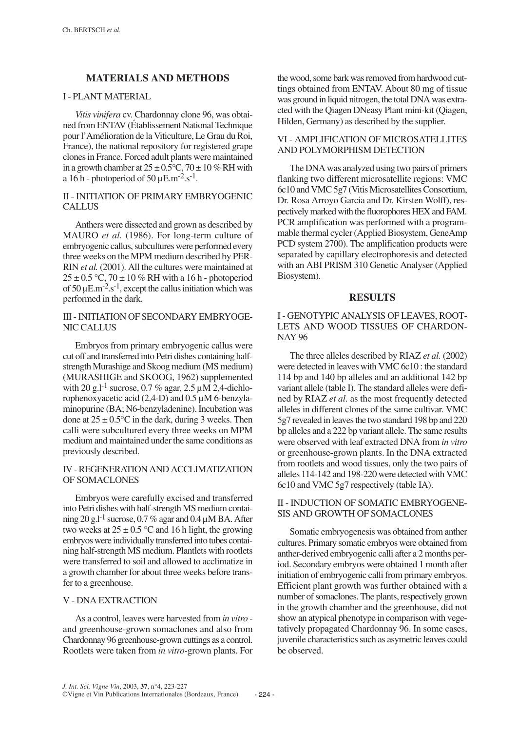## MATERIALS AND METHODS

### I - PLANT MATERIAL

*Vitis vinifera* cv. Chardonnay clone 96, was obtained from ENTAV (Établissement National Technique pour l'Amélioration de la Viticulture, Le Grau du Roi, France), the national repository for registered grape clones in France. Forced adult plants were maintained in a growth chamber at $25 \pm 0.5$°C, $70 \pm 10$ % RH with a 16 h - photoperiod of 50 µE.m$^{-2}$.s$^{-1}$.

### II - INITIATION OF PRIMARY EMBRYOGENIC CALLUS

Anthers were dissected and grown as described by MAURO *et al.* (1986). For long-term culture of embryogenic callus, subcultures were performed every three weeks on the MPM medium described by PERRIN *et al.* (2001). All the cultures were maintained at $25 \pm 0.5$ °C, $70 \pm 10$ % RH with a 16 h - photoperiod of 50 µE.m$^{-2}$.s$^{-1}$, except the callus initiation which was performed in the dark.

### III - INITIATION OF SECONDARY EMBRYOGENIC CALLUS

Embryos from primary embryogenic callus were cut off and transferred into Petri dishes containing half-strength Murashige and Skoog medium (MS medium) (MURASHIGE and SKOOG, 1962) supplemented with 20 g.l$^{-1}$ sucrose, 0.7 % agar, 2.5 µM 2,4-dichlorophenoxyacetic acid (2,4-D) and 0.5 µM 6-benzylaminopurine (BA; N6-benzyladenine). Incubation was done at $25 \pm 0.5$°C in the dark, during 3 weeks. Then calli were subcultured every three weeks on MPM medium and maintained under the same conditions as previously described.

### IV - REGENERATION AND ACCLIMATIZATION OF SOMACLONES

Embryos were carefully excised and transferred into Petri dishes with half-strength MS medium containing 20 g.l$^{-1}$ sucrose, 0.7 % agar and 0.4 µM BA. After two weeks at $25 \pm 0.5$ °C and 16 h light, the growing embryos were individually transferred into tubes containing half-strength MS medium. Plantlets with rootlets were transferred to soil and allowed to acclimatize in a growth chamber for about three weeks before transfer to a greenhouse.

### V - DNA EXTRACTION

As a control, leaves were harvested from *in vitro* - and greenhouse-grown somaclones and also from Chardonnay 96 greenhouse-grown cuttings as a control. Rootlets were taken from *in vitro*-grown plants. For the wood, some bark was removed from hardwood cuttings obtained from ENTAV. About 80 mg of tissue was ground in liquid nitrogen, the total DNA was extracted with the Qiagen DNeasy Plant mini-kit (Qiagen, Hilden, Germany) as described by the supplier.

### VI - AMPLIFICATION OF MICROSATELLITES AND POLYMORPHISM DETECTION

The DNA was analyzed using two pairs of primers flanking two different microsatellite regions: VMC 6c10 and VMC 5g7 (Vitis Microsatellites Consortium, Dr. Rosa Arroyo Garcia and Dr. Kirsten Wolff), respectively marked with the fluorophores HEX and FAM. PCR amplification was performed with a programmable thermal cycler (Applied Biosystem, GeneAmp PCD system 2700). The amplification products were separated by capillary electrophoresis and detected with an ABI PRISM 310 Genetic Analyser (Applied Biosystem).

## RESULTS

### I - GENOTYPIC ANALYSIS OF LEAVES, ROOTLETS AND WOOD TISSUES OF CHARDONNAY 96

The three alleles described by RIAZ *et al.* (2002) were detected in leaves with VMC 6c10 : the standard 114 bp and 140 bp alleles and an additional 142 bp variant allele (table I). The standard alleles were defined by RIAZ *et al.* as the most frequently detected alleles in different clones of the same cultivar. VMC 5g7 revealed in leaves the two standard 198 bp and 220 bp alleles and a 222 bp variant allele. The same results were observed with leaf extracted DNA from *in vitro* or greenhouse-grown plants. In the DNA extracted from rootlets and wood tissues, only the two pairs of alleles 114-142 and 198-220 were detected with VMC 6c10 and VMC 5g7 respectively (table IA).

### II - INDUCTION OF SOMATIC EMBRYOGENESIS AND GROWTH OF SOMACLONES

Somatic embryogenesis was obtained from anther cultures. Primary somatic embryos were obtained from anther-derived embryogenic calli after a 2 months period. Secondary embryos were obtained 1 month after initiation of embryogenic calli from primary embryos. Efficient plant growth was further obtained with a number of somaclones. The plants, respectively grown in the growth chamber and the greenhouse, did not show an atypical phenotype in comparison with vegetatively propagated Chardonnay 96. In some cases, juvenile characteristics such as asymetric leaves could be observed.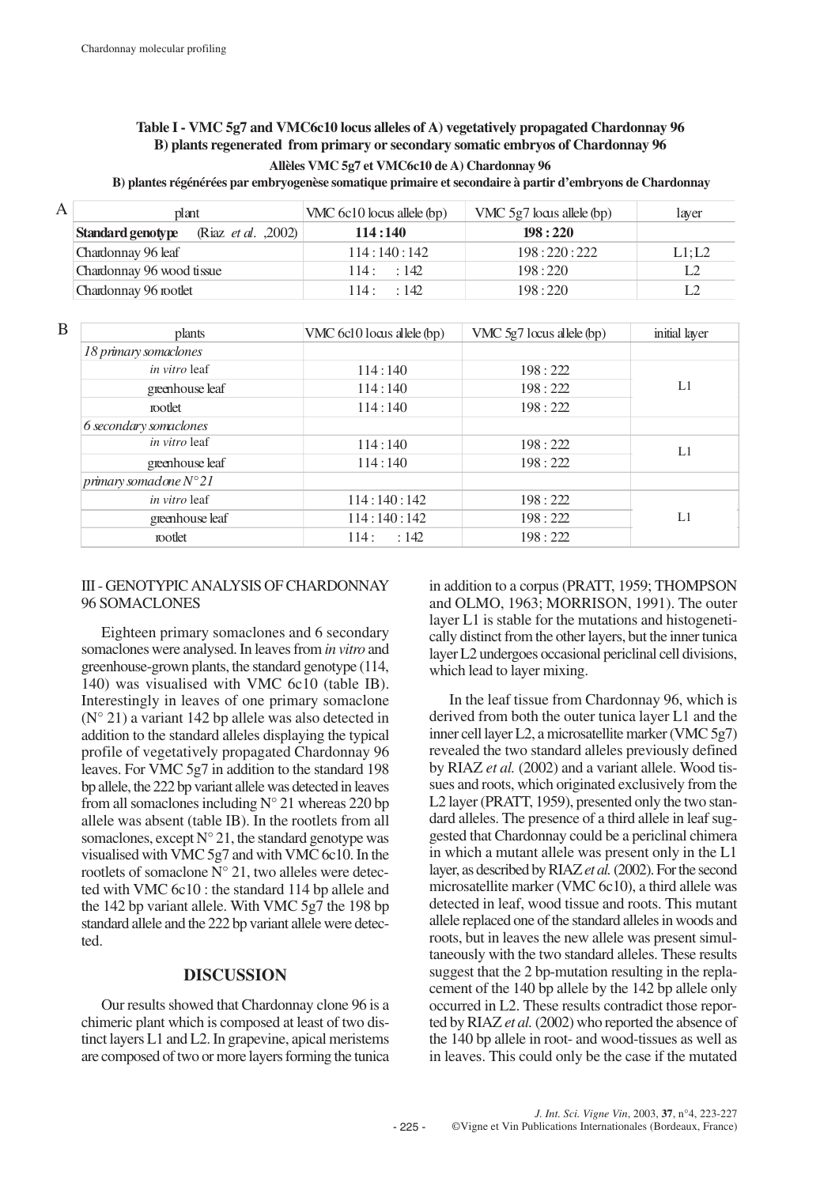**Table I - VMC 5g7 and VMC6c10 locus alleles of A) vegetatively propagated Chardonnay 96 B) plants regenerated from primary or secondary somatic embryos of Chardonnay 96**

**Allèles VMC 5g7 et VMC6c10 de A) Chardonnay 96**

**B) plantes régénérées par embryogenèse somatique primaire et secondaire à partir d'embryons de Chardonnay**

A

| plant | VMC 6c10 locus allele (bp) | VMC 5g7 locus allele (bp) | layer |
|---|---|---|---|
| **Standard genotype** (Riaz *et al.* ,2002) | **114 : 140** | **198 : 220** | |
| Chardonnay 96 leaf | 114 : 140 : 142 | 198 : 220 : 222 | L1; L2 |
| Chardonnay 96 wood tissue | 114 : : 142 | 198 : 220 | L2 |
| Chardonnay 96 rootlet | 114 : : 142 | 198 : 220 | L2 |

B

| plants | VMC 6c10 locus allele (bp) | VMC 5g7 locus allele (bp) | initial layer |
|---|---|---|---|
| *18 primary somaclones* | | | |
| *in vitro* leaf | 114 : 140 | 198 : 222 | L1 |
| greenhouse leaf | 114 : 140 | 198 : 222 | |
| rootlet | 114 : 140 | 198 : 222 | |
| *6 secondary somaclones* | | | |
| *in vitro* leaf | 114 : 140 | 198 : 222 | L1 |
| greenhouse leaf | 114 : 140 | 198 : 222 | |
| *primary somaclone N° 21* | | | |
| *in vitro* leaf | 114 : 140 : 142 | 198 : 222 | L1 |
| greenhouse leaf | 114 : 140 : 142 | 198 : 222 | |
| rootlet | 114 : : 142 | 198 : 222 | |

III - GENOTYPIC ANALYSIS OF CHARDONNAY 96 SOMACLONES

Eighteen primary somaclones and 6 secondary somaclones were analysed. In leaves from *in vitro* and greenhouse-grown plants, the standard genotype (114, 140) was visualised with VMC 6c10 (table IB). Interestingly in leaves of one primary somaclone (N° 21) a variant 142 bp allele was also detected in addition to the standard alleles displaying the typical profile of vegetatively propagated Chardonnay 96 leaves. For VMC 5g7 in addition to the standard 198 bp allele, the 222 bp variant allele was detected in leaves from all somaclones including N° 21 whereas 220 bp allele was absent (table IB). In the rootlets from all somaclones, except N° 21, the standard genotype was visualised with VMC 5g7 and with VMC 6c10. In the rootlets of somaclone N° 21, two alleles were detected with VMC 6c10 : the standard 114 bp allele and the 142 bp variant allele. With VMC 5g7 the 198 bp standard allele and the 222 bp variant allele were detected.

## DISCUSSION

Our results showed that Chardonnay clone 96 is a chimeric plant which is composed at least of two distinct layers L1 and L2. In grapevine, apical meristems are composed of two or more layers forming the tunica in addition to a corpus (PRATT, 1959; THOMPSON and OLMO, 1963; MORRISON, 1991). The outer layer L1 is stable for the mutations and histogenetically distinct from the other layers, but the inner tunica layer L2 undergoes occasional periclinal cell divisions, which lead to layer mixing.

In the leaf tissue from Chardonnay 96, which is derived from both the outer tunica layer L1 and the inner cell layer L2, a microsatellite marker (VMC 5g7) revealed the two standard alleles previously defined by RIAZ *et al.* (2002) and a variant allele. Wood tissues and roots, which originated exclusively from the L2 layer (PRATT, 1959), presented only the two standard alleles. The presence of a third allele in leaf suggested that Chardonnay could be a periclinal chimera in which a mutant allele was present only in the L1 layer, as described by RIAZ *et al.* (2002). For the second microsatellite marker (VMC 6c10), a third allele was detected in leaf, wood tissue and roots. This mutant allele replaced one of the standard alleles in woods and roots, but in leaves the new allele was present simultaneously with the two standard alleles. These results suggest that the 2 bp-mutation resulting in the replacement of the 140 bp allele by the 142 bp allele only occurred in L2. These results contradict those reported by RIAZ *et al.* (2002) who reported the absence of the 140 bp allele in root- and wood-tissues as well as in leaves. This could only be the case if the mutated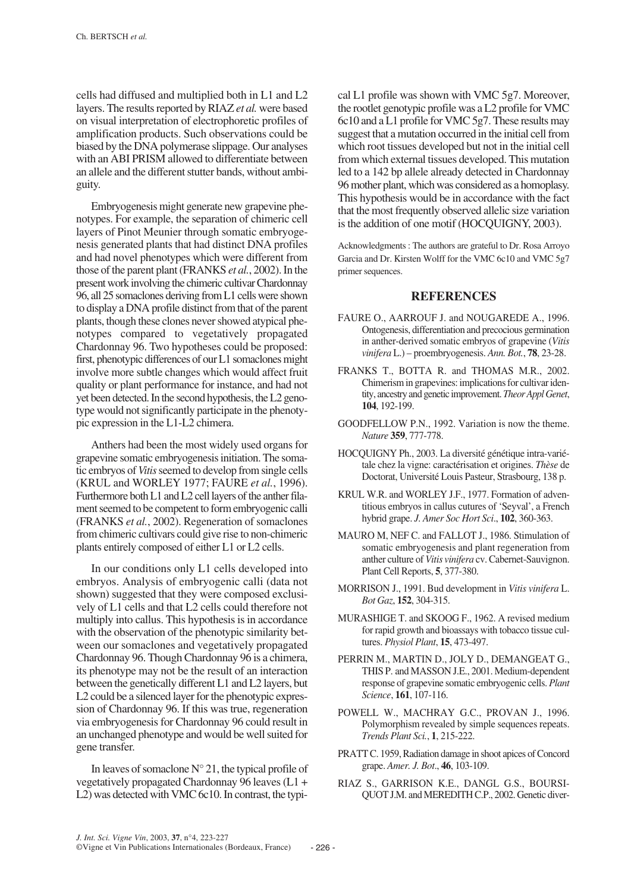cells had diffused and multiplied both in L1 and L2 layers. The results reported by RIAZ *et al.* were based on visual interpretation of electrophoretic profiles of amplification products. Such observations could be biased by the DNA polymerase slippage. Our analyses with an ABI PRISM allowed to differentiate between an allele and the different stutter bands, without ambiguity.

Embryogenesis might generate new grapevine phenotypes. For example, the separation of chimeric cell layers of Pinot Meunier through somatic embryogenesis generated plants that had distinct DNA profiles and had novel phenotypes which were different from those of the parent plant (FRANKS *et al.*, 2002). In the present work involving the chimeric cultivar Chardonnay 96, all 25 somaclones deriving from L1 cells were shown to display a DNA profile distinct from that of the parent plants, though these clones never showed atypical phenotypes compared to vegetatively propagated Chardonnay 96. Two hypotheses could be proposed: first, phenotypic differences of our L1 somaclones might involve more subtle changes which would affect fruit quality or plant performance for instance, and had not yet been detected. In the second hypothesis, the L2 genotype would not significantly participate in the phenotypic expression in the L1-L2 chimera.

Anthers had been the most widely used organs for grapevine somatic embryogenesis initiation. The somatic embryos of *Vitis* seemed to develop from single cells (KRUL and WORLEY 1977; FAURE *et al.*, 1996). Furthermore both L1 and L2 cell layers of the anther filament seemed to be competent to form embryogenic calli (FRANKS *et al.*, 2002). Regeneration of somaclones from chimeric cultivars could give rise to non-chimeric plants entirely composed of either L1 or L2 cells.

In our conditions only L1 cells developed into embryos. Analysis of embryogenic calli (data not shown) suggested that they were composed exclusively of L1 cells and that L2 cells could therefore not multiply into callus. This hypothesis is in accordance with the observation of the phenotypic similarity between our somaclones and vegetatively propagated Chardonnay 96. Though Chardonnay 96 is a chimera, its phenotype may not be the result of an interaction between the genetically different L1 and L2 layers, but L2 could be a silenced layer for the phenotypic expression of Chardonnay 96. If this was true, regeneration via embryogenesis for Chardonnay 96 could result in an unchanged phenotype and would be well suited for gene transfer.

In leaves of somaclone N° 21, the typical profile of vegetatively propagated Chardonnay 96 leaves (L1 + L2) was detected with VMC 6c10. In contrast, the typical L1 profile was shown with VMC 5g7. Moreover, the rootlet genotypic profile was a L2 profile for VMC 6c10 and a L1 profile for VMC 5g7. These results may suggest that a mutation occurred in the initial cell from which root tissues developed but not in the initial cell from which external tissues developed. This mutation led to a 142 bp allele already detected in Chardonnay 96 mother plant, which was considered as a homoplasy. This hypothesis would be in accordance with the fact that the most frequently observed allelic size variation is the addition of one motif (HOCQUIGNY, 2003).

Acknowledgments : The authors are grateful to Dr. Rosa Arroyo Garcia and Dr. Kirsten Wolff for the VMC 6c10 and VMC 5g7 primer sequences.

## REFERENCES

FAURE O., AARROUF J. and NOUGAREDE A., 1996. Ontogenesis, differentiation and precocious germination in anther-derived somatic embryos of grapevine (*Vitis vinifera* L.) – proembryogenesis. *Ann. Bot.*, **78**, 23-28.

FRANKS T., BOTTA R. and THOMAS M.R., 2002. Chimerism in grapevines: implications for cultivar identity, ancestry and genetic improvement. *Theor Appl Genet*, **104**, 192-199.

GOODFELLOW P.N., 1992. Variation is now the theme. *Nature* **359**, 777-778.

HOCQUIGNY Ph., 2003. La diversité génétique intra-variétale chez la vigne: caractérisation et origines. *Thèse* de Doctorat, Université Louis Pasteur, Strasbourg, 138 p.

KRUL W.R. and WORLEY J.F., 1977. Formation of adventitious embryos in callus cutures of 'Seyval', a French hybrid grape. *J. Amer Soc Hort Sci*., **102**, 360-363.

MAURO M, NEF C. and FALLOT J., 1986. Stimulation of somatic embryogenesis and plant regeneration from anther culture of *Vitis vinifera* cv. Cabernet-Sauvignon. Plant Cell Reports, **5**, 377-380.

MORRISON J., 1991. Bud development in *Vitis vinifera* L. *Bot Gaz*, **152**, 304-315.

MURASHIGE T. and SKOOG F., 1962. A revised medium for rapid growth and bioassays with tobacco tissue cultures. *Physiol Plant*, **15**, 473-497.

PERRIN M., MARTIN D., JOLY D., DEMANGEAT G., THIS P. and MASSON J.E., 2001. Medium-dependent response of grapevine somatic embryogenic cells. *Plant Science*, **161**, 107-116.

POWELL W., MACHRAY G.C., PROVAN J., 1996. Polymorphism revealed by simple sequences repeats. *Trends Plant Sci.*, **1**, 215-222.

PRATT C. 1959, Radiation damage in shoot apices of Concord grape. *Amer. J. Bot*., **46**, 103-109.

RIAZ S., GARRISON K.E., DANGL G.S., BOURSIQUOT J.M. and MEREDITH C.P., 2002. Genetic diver-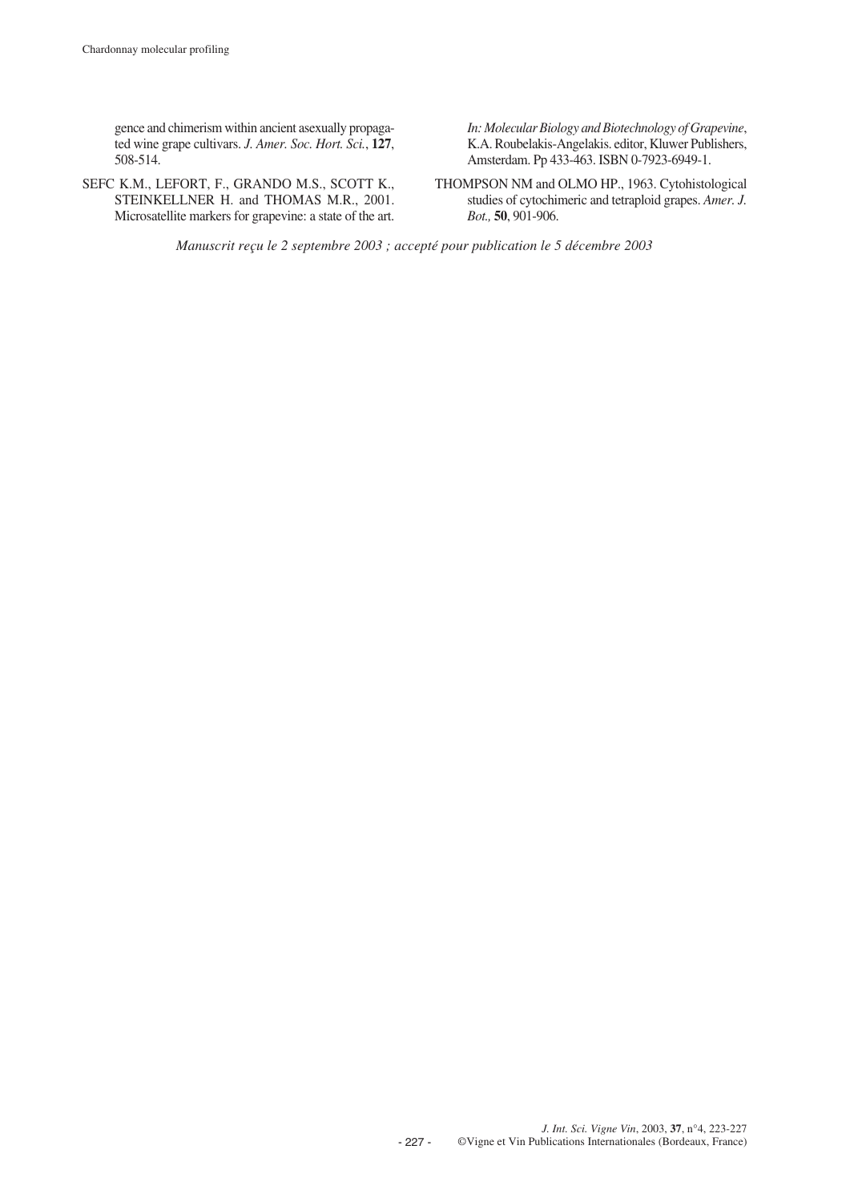gence and chimerism within ancient asexually propagated wine grape cultivars. *J. Amer. Soc. Hort. Sci.*, **127**, 508-514.

SEFC K.M., LEFORT, F., GRANDO M.S., SCOTT K., STEINKELLNER H. and THOMAS M.R., 2001. Microsatellite markers for grapevine: a state of the art. *In: Molecular Biology and Biotechnology of Grapevine*, K.A. Roubelakis-Angelakis. editor, Kluwer Publishers, Amsterdam. Pp 433-463. ISBN 0-7923-6949-1.

THOMPSON NM and OLMO HP., 1963. Cytohistological studies of cytochimeric and tetraploid grapes. *Amer. J. Bot.,* **50**, 901-906.

*Manuscrit reçu le 2 septembre 2003 ; accepté pour publication le 5 décembre 2003*